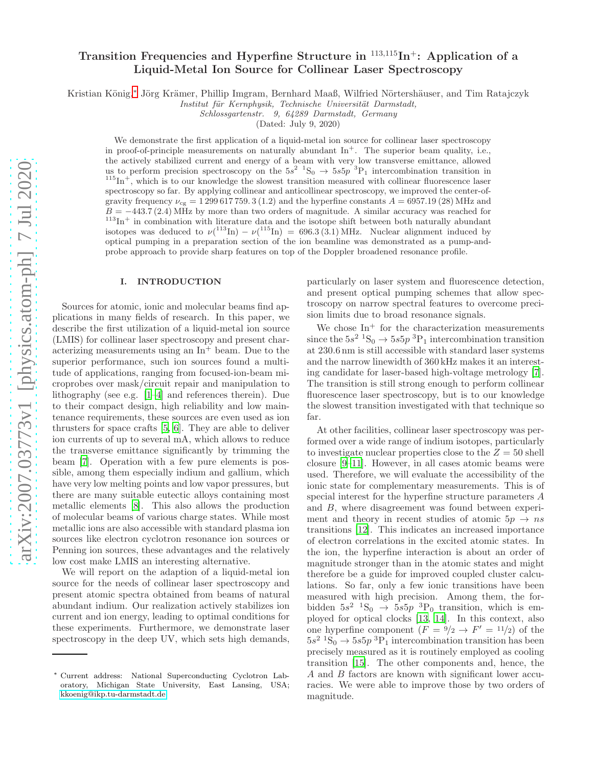# Transition Frequencies and Hyperfine Structure in $^{113,115}$In$^+$: Application of a Liquid-Metal Ion Source for Collinear Laser Spectroscopy

Kristian König,* Jörg Krämer, Phillip Imgram, Bernhard Maaß, Wilfried Nörtershäuser, and Tim Ratajczyk

*Institut für Kernphysik, Technische Universität Darmstadt, Schlossgartenstr. 9, 64289 Darmstadt, Germany*

(Dated: July 9, 2020)

We demonstrate the first application of a liquid-metal ion source for collinear laser spectroscopy in proof-of-principle measurements on naturally abundant In$^+$. The superior beam quality, i.e., the actively stabilized current and energy of a beam with very low transverse emittance, allowed us to perform precision spectroscopy on the $5s^2\ ^1\mathrm{S}_0 \rightarrow 5s5p\ ^3\mathrm{P}_1$ intercombination transition in $^{115}$In$^+$, which is to our knowledge the slowest transition measured with collinear fluorescence laser spectroscopy so far. By applying collinear and anticollinear spectroscopy, we improved the center-of-gravity frequency $\nu_{\mathrm{cg}} = 1\,299\,617\,759.3\,(1.2)$ and the hyperfine constants $A = 6957.19\,(28)$ MHz and $B = -443.7\,(2.4)$ MHz by more than two orders of magnitude. A similar accuracy was reached for $^{113}$In$^+$ in combination with literature data and the isotope shift between both naturally abundant isotopes was deduced to $\nu(^{113}\mathrm{In}) - \nu(^{115}\mathrm{In}) = 696.3\,(3.1)$ MHz. Nuclear alignment induced by optical pumping in a preparation section of the ion beamline was demonstrated as a pump-and-probe approach to provide sharp features on top of the Doppler broadened resonance profile.

## I. INTRODUCTION

Sources for atomic, ionic and molecular beams find applications in many fields of research. In this paper, we describe the first utilization of a liquid-metal ion source (LMIS) for collinear laser spectroscopy and present characterizing measurements using an In$^+$ beam. Due to the superior performance, such ion sources found a multitude of applications, ranging from focused-ion-beam microprobes over mask/circuit repair and manipulation to lithography (see e.g. [1–4] and references therein). Due to their compact design, high reliability and low maintenance requirements, these sources are even used as ion thrusters for space crafts [5, 6]. They are able to deliver ion currents of up to several mA, which allows to reduce the transverse emittance significantly by trimming the beam [7]. Operation with a few pure elements is possible, among them especially indium and gallium, which have very low melting points and low vapor pressures, but there are many suitable eutectic alloys containing most metallic elements [8]. This also allows the production of molecular beams of various charge states. While most metallic ions are also accessible with standard plasma ion sources like electron cyclotron resonance ion sources or Penning ion sources, these advantages and the relatively low cost make LMIS an interesting alternative.

We will report on the adaption of a liquid-metal ion source for the needs of collinear laser spectroscopy and present atomic spectra obtained from beams of natural abundant indium. Our realization actively stabilizes ion current and ion energy, leading to optimal conditions for these experiments. Furthermore, we demonstrate laser spectroscopy in the deep UV, which sets high demands, particularly on laser system and fluorescence detection, and present optical pumping schemes that allow spectroscopy on narrow spectral features to overcome precision limits due to broad resonance signals.

We chose In$^+$ for the characterization measurements since the $5s^2\ ^1\mathrm{S}_0 \rightarrow 5s5p\ ^3\mathrm{P}_1$ intercombination transition at 230.6 nm is still accessible with standard laser systems and the narrow linewidth of 360 kHz makes it an interesting candidate for laser-based high-voltage metrology [7]. The transition is still strong enough to perform collinear fluorescence laser spectroscopy, but is to our knowledge the slowest transition investigated with that technique so far.

At other facilities, collinear laser spectroscopy was performed over a wide range of indium isotopes, particularly to investigate nuclear properties close to the $Z = 50$ shell closure [9–11]. However, in all cases atomic beams were used. Therefore, we will evaluate the accessibility of the ionic state for complementary measurements. This is of special interest for the hyperfine structure parameters $A$ and $B$, where disagreement was found between experiment and theory in recent studies of atomic $5p \rightarrow ns$ transitions [12]. This indicates an increased importance of electron correlations in the excited atomic states. In the ion, the hyperfine interaction is about an order of magnitude stronger than in the atomic states and might therefore be a guide for improved coupled cluster calculations. So far, only a few ionic transitions have been measured with high precision. Among them, the forbidden $5s^2\ ^1\mathrm{S}_0 \rightarrow 5s5p\ ^3\mathrm{P}_0$ transition, which is employed for optical clocks [13, 14]. In this context, also one hyperfine component ($F = 9/2 \rightarrow F' = 11/2$) of the $5s^2\ ^1\mathrm{S}_0 \rightarrow 5s5p\ ^3\mathrm{P}_1$ intercombination transition has been precisely measured as it is routinely employed as cooling transition [15]. The other components and, hence, the $A$ and $B$ factors are known with significant lower accuracies. We were able to improve those by two orders of magnitude.

---

* Current address: National Superconducting Cyclotron Laboratory, Michigan State University, East Lansing, USA; kkoenig@ikp.tu-darmstadt.de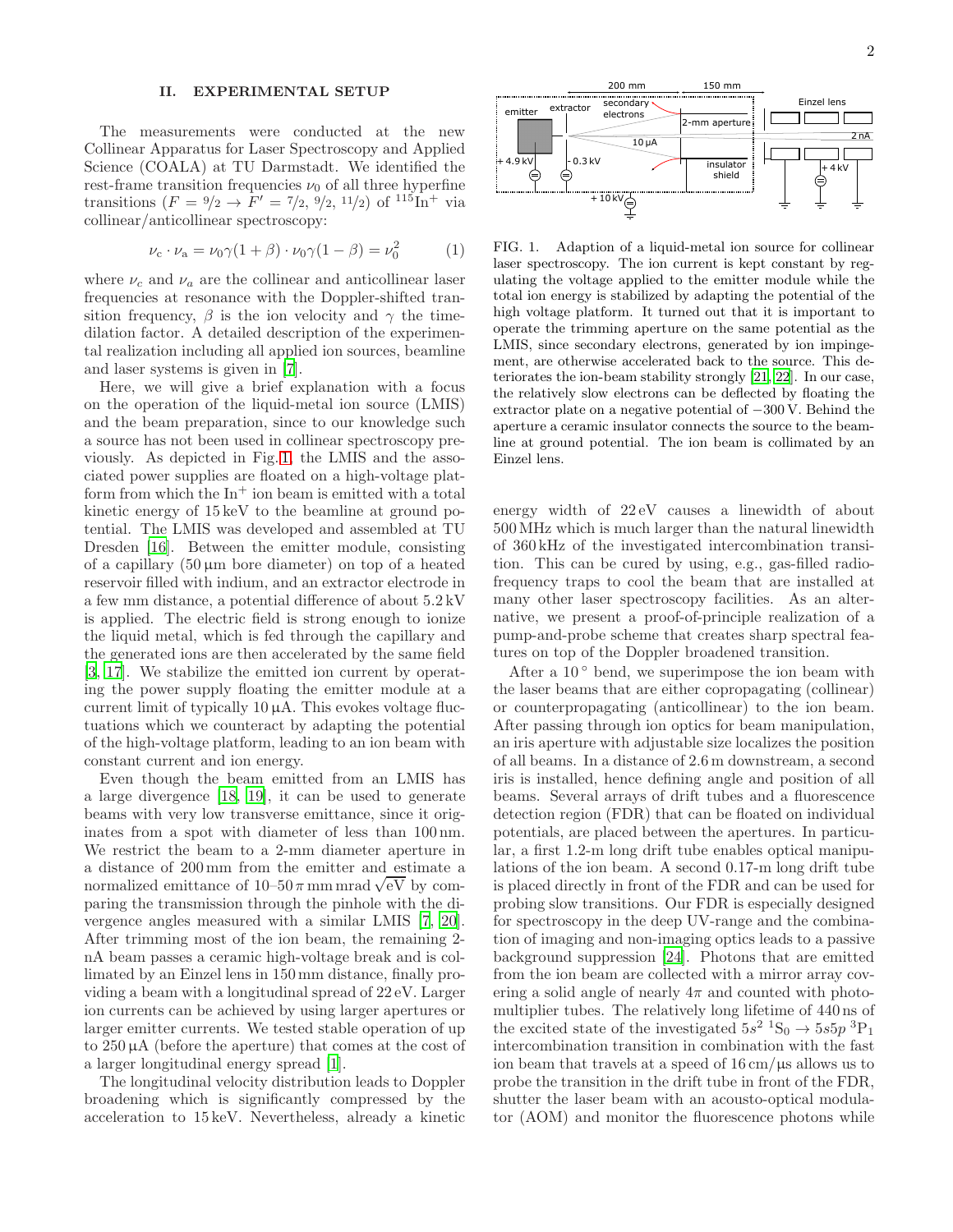## II. EXPERIMENTAL SETUP

The measurements were conducted at the new Collinear Apparatus for Laser Spectroscopy and Applied Science (COALA) at TU Darmstadt. We identified the rest-frame transition frequencies $\nu_0$ of all three hyperfine transitions ($F = {}^9\!/_2 \rightarrow F' = {}^7\!/_2,\ {}^9\!/_2,\ {}^{11}\!/_2$) of $^{115}\mathrm{In}^+$ via collinear/anticollinear spectroscopy:

$$\nu_\mathrm{c} \cdot \nu_\mathrm{a} = \nu_0 \gamma (1+\beta) \cdot \nu_0 \gamma (1-\beta) = \nu_0^2 \tag{1}$$

where $\nu_c$ and $\nu_a$ are the collinear and anticollinear laser frequencies at resonance with the Doppler-shifted transition frequency, $\beta$ is the ion velocity and $\gamma$ the time-dilation factor. A detailed description of the experimental realization including all applied ion sources, beamline and laser systems is given in [7].

Here, we will give a brief explanation with a focus on the operation of the liquid-metal ion source (LMIS) and the beam preparation, since to our knowledge such a source has not been used in collinear spectroscopy previously. As depicted in Fig. 1, the LMIS and the associated power supplies are floated on a high-voltage platform from which the $\mathrm{In}^+$ ion beam is emitted with a total kinetic energy of 15 keV to the beamline at ground potential. The LMIS was developed and assembled at TU Dresden [16]. Between the emitter module, consisting of a capillary (50 µm bore diameter) on top of a heated reservoir filled with indium, and an extractor electrode in a few mm distance, a potential difference of about 5.2 kV is applied. The electric field is strong enough to ionize the liquid metal, which is fed through the capillary and the generated ions are then accelerated by the same field [3, 17]. We stabilize the emitted ion current by operating the power supply floating the emitter module at a current limit of typically 10 µA. This evokes voltage fluctuations which we counteract by adapting the potential of the high-voltage platform, leading to an ion beam with constant current and ion energy.

Even though the beam emitted from an LMIS has a large divergence [18, 19], it can be used to generate beams with very low transverse emittance, since it originates from a spot with diameter of less than 100 nm. We restrict the beam to a 2-mm diameter aperture in a distance of 200 mm from the emitter and estimate a normalized emittance of 10–50 $\pi$ mm mrad $\sqrt{\mathrm{eV}}$ by comparing the transmission through the pinhole with the divergence angles measured with a similar LMIS [7, 20]. After trimming most of the ion beam, the remaining 2-nA beam passes a ceramic high-voltage break and is collimated by an Einzel lens in 150 mm distance, finally providing a beam with a longitudinal spread of 22 eV. Larger ion currents can be achieved by using larger apertures or larger emitter currents. We tested stable operation of up to 250 µA (before the aperture) that comes at the cost of a larger longitudinal energy spread [1].

The longitudinal velocity distribution leads to Doppler broadening which is significantly compressed by the acceleration to 15 keV. Nevertheless, already a kinetic energy width of 22 eV causes a linewidth of about 500 MHz which is much larger than the natural linewidth of 360 kHz of the investigated intercombination transition. This can be cured by using, e.g., gas-filled radio-frequency traps to cool the beam that are installed at many other laser spectroscopy facilities. As an alternative, we present a proof-of-principle realization of a pump-and-probe scheme that creates sharp spectral features on top of the Doppler broadened transition.

FIG. 1. Adaption of a liquid-metal ion source for collinear laser spectroscopy. The ion current is kept constant by regulating the voltage applied to the emitter module while the total ion energy is stabilized by adapting the potential of the high voltage platform. It turned out that it is important to operate the trimming aperture on the same potential as the LMIS, since secondary electrons, generated by ion impingement, are otherwise accelerated back to the source. This deteriorates the ion-beam stability strongly [21, 22]. In our case, the relatively slow electrons can be deflected by floating the extractor plate on a negative potential of −300 V. Behind the aperture a ceramic insulator connects the source to the beamline at ground potential. The ion beam is collimated by an Einzel lens.

After a 10° bend, we superimpose the ion beam with the laser beams that are either copropagating (collinear) or counterpropagating (anticollinear) to the ion beam. After passing through ion optics for beam manipulation, an iris aperture with adjustable size localizes the position of all beams. In a distance of 2.6 m downstream, a second iris is installed, hence defining angle and position of all beams. Several arrays of drift tubes and a fluorescence detection region (FDR) that can be floated on individual potentials, are placed between the apertures. In particular, a first 1.2-m long drift tube enables optical manipulations of the ion beam. A second 0.17-m long drift tube is placed directly in front of the FDR and can be used for probing slow transitions. Our FDR is especially designed for spectroscopy in the deep UV-range and the combination of imaging and non-imaging optics leads to a passive background suppression [24]. Photons that are emitted from the ion beam are collected with a mirror array covering a solid angle of nearly $4\pi$ and counted with photomultiplier tubes. The relatively long lifetime of 440 ns of the excited state of the investigated $5s^2\ {}^1\mathrm{S}_0 \rightarrow 5s5p\ {}^3\mathrm{P}_1$ intercombination transition in combination with the fast ion beam that travels at a speed of 16 cm/µs allows us to probe the transition in the drift tube in front of the FDR, shutter the laser beam with an acousto-optical modulator (AOM) and monitor the fluorescence photons while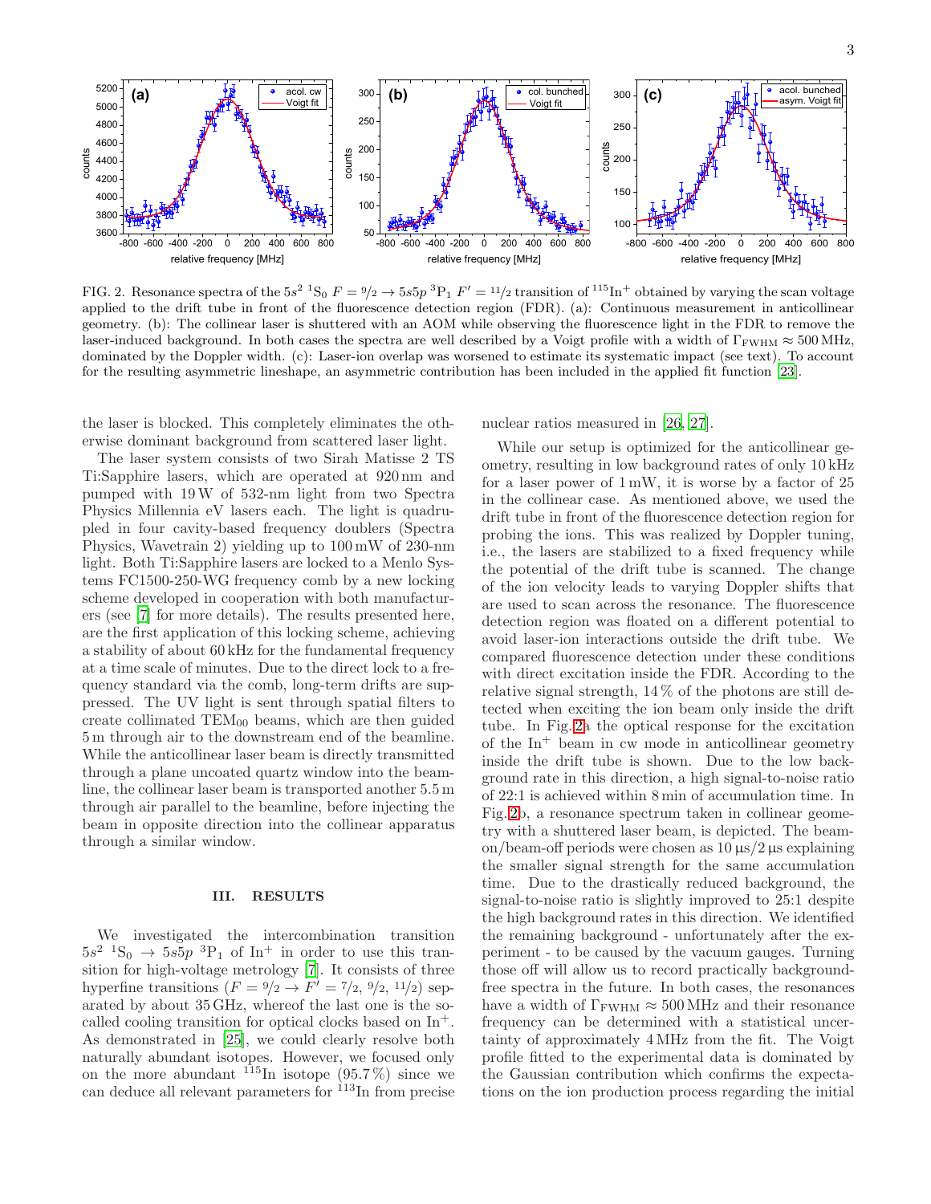FIG. 2. Resonance spectra of the $5s^2\ ^1\mathrm{S}_0\ F = 9/2 \rightarrow 5s5p\ ^3\mathrm{P}_1\ F' = 11/2$ transition of $^{115}\mathrm{In}^+$ obtained by varying the scan voltage applied to the drift tube in front of the fluorescence detection region (FDR). (a): Continuous measurement in anticollinear geometry. (b): The collinear laser is shuttered with an AOM while observing the fluorescence light in the FDR to remove the laser-induced background. In both cases the spectra are well described by a Voigt profile with a width of $\Gamma_{\mathrm{FWHM}} \approx 500\,\mathrm{MHz}$, dominated by the Doppler width. (c): Laser-ion overlap was worsened to estimate its systematic impact (see text). To account for the resulting asymmetric lineshape, an asymmetric contribution has been included in the applied fit function [23].

the laser is blocked. This completely eliminates the otherwise dominant background from scattered laser light.

The laser system consists of two Sirah Matisse 2 TS Ti:Sapphire lasers, which are operated at 920 nm and pumped with 19 W of 532-nm light from two Spectra Physics Millennia eV lasers each. The light is quadrupled in four cavity-based frequency doublers (Spectra Physics, Wavetrain 2) yielding up to 100 mW of 230-nm light. Both Ti:Sapphire lasers are locked to a Menlo Systems FC1500-250-WG frequency comb by a new locking scheme developed in cooperation with both manufacturers (see [7] for more details). The results presented here, are the first application of this locking scheme, achieving a stability of about 60 kHz for the fundamental frequency at a time scale of minutes. Due to the direct lock to a frequency standard via the comb, long-term drifts are suppressed. The UV light is sent through spatial filters to create collimated $\mathrm{TEM}_{00}$ beams, which are then guided 5 m through air to the downstream end of the beamline. While the anticollinear laser beam is directly transmitted through a plane uncoated quartz window into the beamline, the collinear laser beam is transported another 5.5 m through air parallel to the beamline, before injecting the beam in opposite direction into the collinear apparatus through a similar window.

## III. RESULTS

We investigated the intercombination transition $5s^2\ ^1\mathrm{S}_0 \rightarrow 5s5p\ ^3\mathrm{P}_1$ of $\mathrm{In}^+$ in order to use this transition for high-voltage metrology [7]. It consists of three hyperfine transitions ($F = 9/2 \rightarrow F' = 7/2,\ 9/2,\ 11/2$) separated by about 35 GHz, whereof the last one is the so-called cooling transition for optical clocks based on $\mathrm{In}^+$. As demonstrated in [25], we could clearly resolve both naturally abundant isotopes. However, we focused only on the more abundant $^{115}\mathrm{In}$ isotope (95.7 %) since we can deduce all relevant parameters for $^{113}\mathrm{In}$ from precise nuclear ratios measured in [26, 27].

While our setup is optimized for the anticollinear geometry, resulting in low background rates of only 10 kHz for a laser power of 1 mW, it is worse by a factor of 25 in the collinear case. As mentioned above, we used the drift tube in front of the fluorescence detection region for probing the ions. This was realized by Doppler tuning, i.e., the lasers are stabilized to a fixed frequency while the potential of the drift tube is scanned. The change of the ion velocity leads to varying Doppler shifts that are used to scan across the resonance. The fluorescence detection region was floated on a different potential to avoid laser-ion interactions outside the drift tube. We compared fluorescence detection under these conditions with direct excitation inside the FDR. According to the relative signal strength, 14 % of the photons are still detected when exciting the ion beam only inside the drift tube. In Fig. 2a the optical response for the excitation of the $\mathrm{In}^+$ beam in cw mode in anticollinear geometry inside the drift tube is shown. Due to the low background rate in this direction, a high signal-to-noise ratio of 22:1 is achieved within 8 min of accumulation time. In Fig. 2b, a resonance spectrum taken in collinear geometry with a shuttered laser beam, is depicted. The beam-on/beam-off periods were chosen as 10 µs/2 µs explaining the smaller signal strength for the same accumulation time. Due to the drastically reduced background, the signal-to-noise ratio is slightly improved to 25:1 despite the high background rates in this direction. We identified the remaining background - unfortunately after the experiment - to be caused by the vacuum gauges. Turning those off will allow us to record practically background-free spectra in the future. In both cases, the resonances have a width of $\Gamma_{\mathrm{FWHM}} \approx 500\,\mathrm{MHz}$ and their resonance frequency can be determined with a statistical uncertainty of approximately 4 MHz from the fit. The Voigt profile fitted to the experimental data is dominated by the Gaussian contribution which confirms the expectations on the ion production process regarding the initial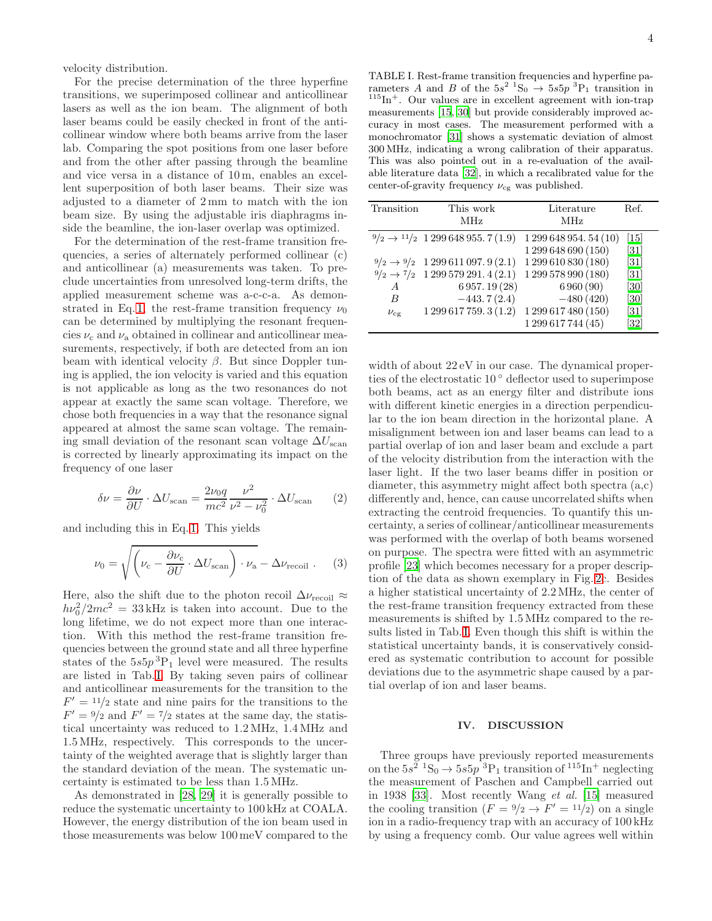velocity distribution.

For the precise determination of the three hyperfine transitions, we superimposed collinear and anticollinear lasers as well as the ion beam. The alignment of both laser beams could be easily checked in front of the anticollinear window where both beams arrive from the laser lab. Comparing the spot positions from one laser before and from the other after passing through the beamline and vice versa in a distance of 10 m, enables an excellent superposition of both laser beams. Their size was adjusted to a diameter of 2 mm to match with the ion beam size. By using the adjustable iris diaphragms inside the beamline, the ion-laser overlap was optimized.

For the determination of the rest-frame transition frequencies, a series of alternately performed collinear (c) and anticollinear (a) measurements was taken. To preclude uncertainties from unresolved long-term drifts, the applied measurement scheme was a-c-c-a. As demonstrated in Eq. 1, the rest-frame transition frequency $\nu_0$ can be determined by multiplying the resonant frequencies $\nu_c$ and $\nu_a$ obtained in collinear and anticollinear measurements, respectively, if both are detected from an ion beam with identical velocity $\beta$. But since Doppler tuning is applied, the ion velocity is varied and this equation is not applicable as long as the two resonances do not appear at exactly the same scan voltage. Therefore, we chose both frequencies in a way that the resonance signal appeared at almost the same scan voltage. The remaining small deviation of the resonant scan voltage $\Delta U_{\mathrm{scan}}$ is corrected by linearly approximating its impact on the frequency of one laser

$$\delta\nu = \frac{\partial \nu}{\partial U} \cdot \Delta U_{\mathrm{scan}} = \frac{2\nu_0 q}{mc^2} \frac{\nu^2}{\nu^2 - \nu_0^2} \cdot \Delta U_{\mathrm{scan}} \qquad (2)$$

and including this in Eq. 1. This yields

$$\nu_0 = \sqrt{\left(\nu_c - \frac{\partial \nu_c}{\partial U} \cdot \Delta U_{\mathrm{scan}}\right) \cdot \nu_a} - \Delta\nu_{\mathrm{recoil}} \,. \qquad (3)$$

Here, also the shift due to the photon recoil $\Delta\nu_{\mathrm{recoil}} \approx h\nu_0^2/2mc^2 = 33\,\mathrm{kHz}$ is taken into account. Due to the long lifetime, we do not expect more than one interaction. With this method the rest-frame transition frequencies between the ground state and all three hyperfine states of the $5s5p\,^3\mathrm{P}_1$ level were measured. The results are listed in Tab. I. By taking seven pairs of collinear and anticollinear measurements for the transition to the $F' = 11/2$ state and nine pairs for the transitions to the $F' = 9/2$ and $F' = 7/2$ states at the same day, the statistical uncertainty was reduced to 1.2 MHz, 1.4 MHz and 1.5 MHz, respectively. This corresponds to the uncertainty of the weighted average that is slightly larger than the standard deviation of the mean. The systematic uncertainty is estimated to be less than 1.5 MHz.

As demonstrated in [28, 29] it is generally possible to reduce the systematic uncertainty to 100 kHz at COALA. However, the energy distribution of the ion beam used in those measurements was below 100 meV compared to the width of about 22 eV in our case. The dynamical properties of the electrostatic 10° deflector used to superimpose both beams, act as an energy filter and distribute ions with different kinetic energies in a direction perpendicular to the ion beam direction in the horizontal plane. A misalignment between ion and laser beams can lead to a partial overlap of ion and laser beam and exclude a part of the velocity distribution from the interaction with the laser light. If the two laser beams differ in position or diameter, this asymmetry might affect both spectra (a,c) differently and, hence, can cause uncorrelated shifts when extracting the centroid frequencies. To quantify this uncertainty, a series of collinear/anticollinear measurements was performed with the overlap of both beams worsened on purpose. The spectra were fitted with an asymmetric profile [23] which becomes necessary for a proper description of the data as shown exemplary in Fig. 2c. Besides a higher statistical uncertainty of 2.2 MHz, the center of the rest-frame transition frequency extracted from these measurements is shifted by 1.5 MHz compared to the results listed in Tab. I. Even though this shift is within the statistical uncertainty bands, it is conservatively considered as systematic contribution to account for possible deviations due to the asymmetric shape caused by a partial overlap of ion and laser beams.

TABLE I. Rest-frame transition frequencies and hyperfine parameters $A$ and $B$ of the $5s^2\,^1\mathrm{S}_0 \rightarrow 5s5p\,^3\mathrm{P}_1$ transition in $^{115}\mathrm{In}^+$. Our values are in excellent agreement with ion-trap measurements [15, 30] but provide considerably improved accuracy in most cases. The measurement performed with a monochromator [31] shows a systematic deviation of almost 300 MHz, indicating a wrong calibration of their apparatus. This was also pointed out in a re-evaluation of the available literature data [32], in which a recalibrated value for the center-of-gravity frequency $\nu_{\mathrm{cg}}$ was published.

| Transition | This work MHz | Literature MHz | Ref. |
|---|---|---|---|
| $9/2 \rightarrow 11/2$ | 1 299 648 955.7 (1.9) | 1 299 648 954.54 (10) | [15] |
| | | 1 299 648 690 (150) | [31] |
| $9/2 \rightarrow 9/2$ | 1 299 611 097.9 (2.1) | 1 299 610 830 (180) | [31] |
| $9/2 \rightarrow 7/2$ | 1 299 579 291.4 (2.1) | 1 299 578 990 (180) | [31] |
| $A$ | 6 957.19 (28) | 6 960 (90) | [30] |
| $B$ | −443.7 (2.4) | −480 (420) | [30] |
| $\nu_{\mathrm{cg}}$ | 1 299 617 759.3 (1.2) | 1 299 617 480 (150) | [31] |
| | | 1 299 617 744 (45) | [32] |

## IV. DISCUSSION

Three groups have previously reported measurements on the $5s^2\,^1\mathrm{S}_0 \rightarrow 5s5p\,^3\mathrm{P}_1$ transition of $^{115}\mathrm{In}^+$ neglecting the measurement of Paschen and Campbell carried out in 1938 [33]. Most recently Wang *et al.* [15] measured the cooling transition ($F = 9/2 \rightarrow F' = 11/2$) on a single ion in a radio-frequency trap with an accuracy of 100 kHz by using a frequency comb. Our value agrees well within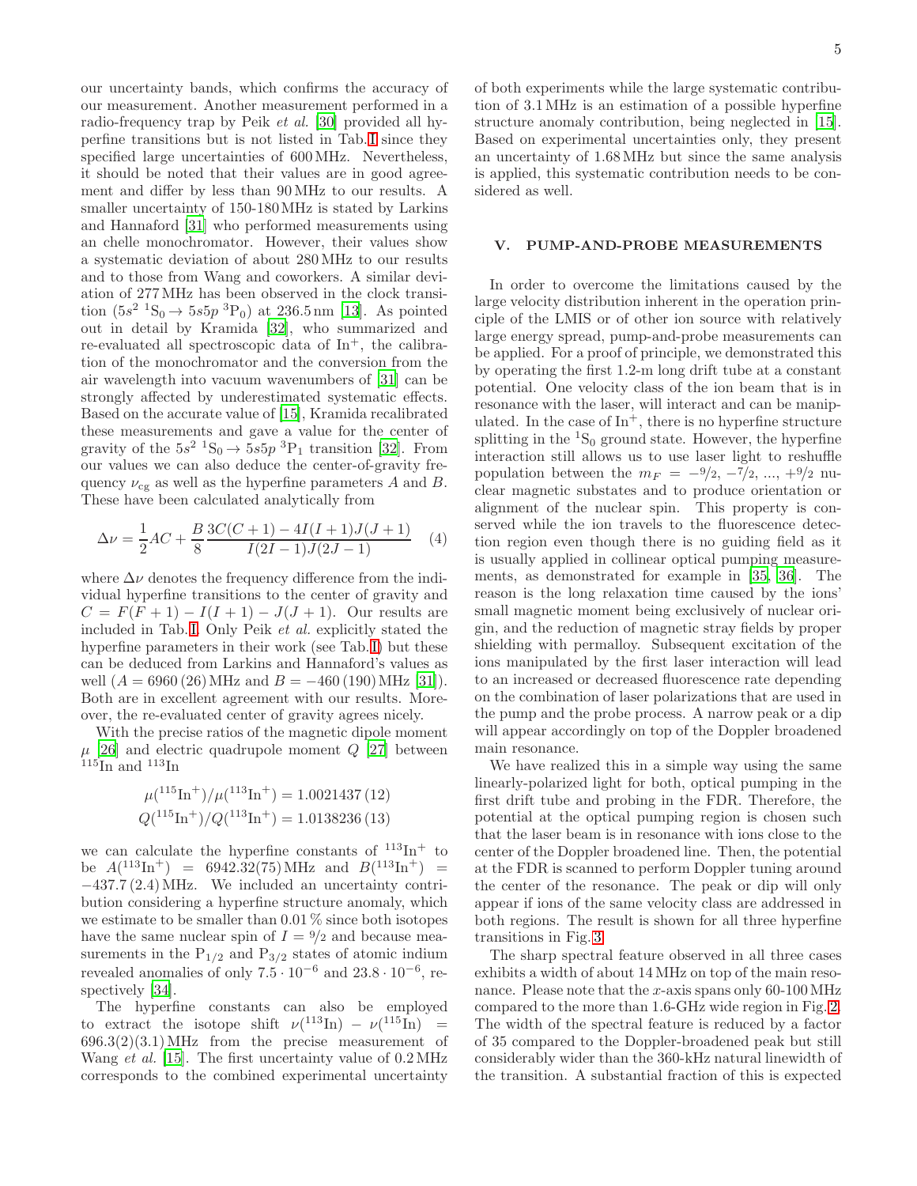our uncertainty bands, which confirms the accuracy of our measurement. Another measurement performed in a radio-frequency trap by Peik *et al.* [30] provided all hyperfine transitions but is not listed in Tab. I since they specified large uncertainties of 600 MHz. Nevertheless, it should be noted that their values are in good agreement and differ by less than 90 MHz to our results. A smaller uncertainty of 150-180 MHz is stated by Larkins and Hannaford [31] who performed measurements using an chelle monochromator. However, their values show a systematic deviation of about 280 MHz to our results and to those from Wang and coworkers. A similar deviation of 277 MHz has been observed in the clock transition ($5s^2\ ^1S_0 \rightarrow 5s5p\ ^3P_0$) at 236.5 nm [13]. As pointed out in detail by Kramida [32], who summarized and re-evaluated all spectroscopic data of In$^+$, the calibration of the monochromator and the conversion from the air wavelength into vacuum wavenumbers of [31] can be strongly affected by underestimated systematic effects. Based on the accurate value of [15], Kramida recalibrated these measurements and gave a value for the center of gravity of the $5s^2\ ^1S_0 \rightarrow 5s5p\ ^3P_1$ transition [32]. From our values we can also deduce the center-of-gravity frequency $\nu_{\rm cg}$ as well as the hyperfine parameters $A$ and $B$. These have been calculated analytically from

$$\Delta\nu = \frac{1}{2}AC + \frac{B}{8}\frac{3C(C+1) - 4I(I+1)J(J+1)}{I(2I-1)J(2J-1)} \quad (4)$$

where $\Delta\nu$ denotes the frequency difference from the individual hyperfine transitions to the center of gravity and $C = F(F+1) - I(I+1) - J(J+1)$. Our results are included in Tab. I. Only Peik *et al.* explicitly stated the hyperfine parameters in their work (see Tab. I) but these can be deduced from Larkins and Hannaford's values as well ($A = 6960\,(26)$ MHz and $B = -460\,(190)$ MHz [31]). Both are in excellent agreement with our results. Moreover, the re-evaluated center of gravity agrees nicely.

With the precise ratios of the magnetic dipole moment $\mu$ [26] and electric quadrupole moment $Q$ [27] between $^{115}$In and $^{113}$In

$$\mu(^{115}\mathrm{In}^+)/\mu(^{113}\mathrm{In}^+) = 1.0021437\,(12)$$
$$Q(^{115}\mathrm{In}^+)/Q(^{113}\mathrm{In}^+) = 1.0138236\,(13)$$

we can calculate the hyperfine constants of $^{113}$In$^+$ to be $A(^{113}\mathrm{In}^+) = 6942.32(75)$ MHz and $B(^{113}\mathrm{In}^+) = -437.7\,(2.4)$ MHz. We included an uncertainty contribution considering a hyperfine structure anomaly, which we estimate to be smaller than 0.01 % since both isotopes have the same nuclear spin of $I = 9/2$ and because measurements in the $P_{1/2}$ and $P_{3/2}$ states of atomic indium revealed anomalies of only $7.5 \cdot 10^{-6}$ and $23.8 \cdot 10^{-6}$, respectively [34].

The hyperfine constants can also be employed to extract the isotope shift $\nu(^{113}\mathrm{In}) - \nu(^{115}\mathrm{In}) = 696.3(2)(3.1)$ MHz from the precise measurement of Wang *et al.* [15]. The first uncertainty value of 0.2 MHz corresponds to the combined experimental uncertainty of both experiments while the large systematic contribution of 3.1 MHz is an estimation of a possible hyperfine structure anomaly contribution, being neglected in [15]. Based on experimental uncertainties only, they present an uncertainty of 1.68 MHz but since the same analysis is applied, this systematic contribution needs to be considered as well.

## V. PUMP-AND-PROBE MEASUREMENTS

In order to overcome the limitations caused by the large velocity distribution inherent in the operation principle of the LMIS or of other ion source with relatively large energy spread, pump-and-probe measurements can be applied. For a proof of principle, we demonstrated this by operating the first 1.2-m long drift tube at a constant potential. One velocity class of the ion beam that is in resonance with the laser, will interact and can be manipulated. In the case of In$^+$, there is no hyperfine structure splitting in the $^1S_0$ ground state. However, the hyperfine interaction still allows us to use laser light to reshuffle population between the $m_F = -9/2, -7/2, ..., +9/2$ nuclear magnetic substates and to produce orientation or alignment of the nuclear spin. This property is conserved while the ion travels to the fluorescence detection region even though there is no guiding field as it is usually applied in collinear optical pumping measurements, as demonstrated for example in [35, 36]. The reason is the long relaxation time caused by the ions' small magnetic moment being exclusively of nuclear origin, and the reduction of magnetic stray fields by proper shielding with permalloy. Subsequent excitation of the ions manipulated by the first laser interaction will lead to an increased or decreased fluorescence rate depending on the combination of laser polarizations that are used in the pump and the probe process. A narrow peak or a dip will appear accordingly on top of the Doppler broadened main resonance.

We have realized this in a simple way using the same linearly-polarized light for both, optical pumping in the first drift tube and probing in the FDR. Therefore, the potential at the optical pumping region is chosen such that the laser beam is in resonance with ions close to the center of the Doppler broadened line. Then, the potential at the FDR is scanned to perform Doppler tuning around the center of the resonance. The peak or dip will only appear if ions of the same velocity class are addressed in both regions. The result is shown for all three hyperfine transitions in Fig. 3.

The sharp spectral feature observed in all three cases exhibits a width of about 14 MHz on top of the main resonance. Please note that the $x$-axis spans only 60-100 MHz compared to the more than 1.6-GHz wide region in Fig. 2. The width of the spectral feature is reduced by a factor of 35 compared to the Doppler-broadened peak but still considerably wider than the 360-kHz natural linewidth of the transition. A substantial fraction of this is expected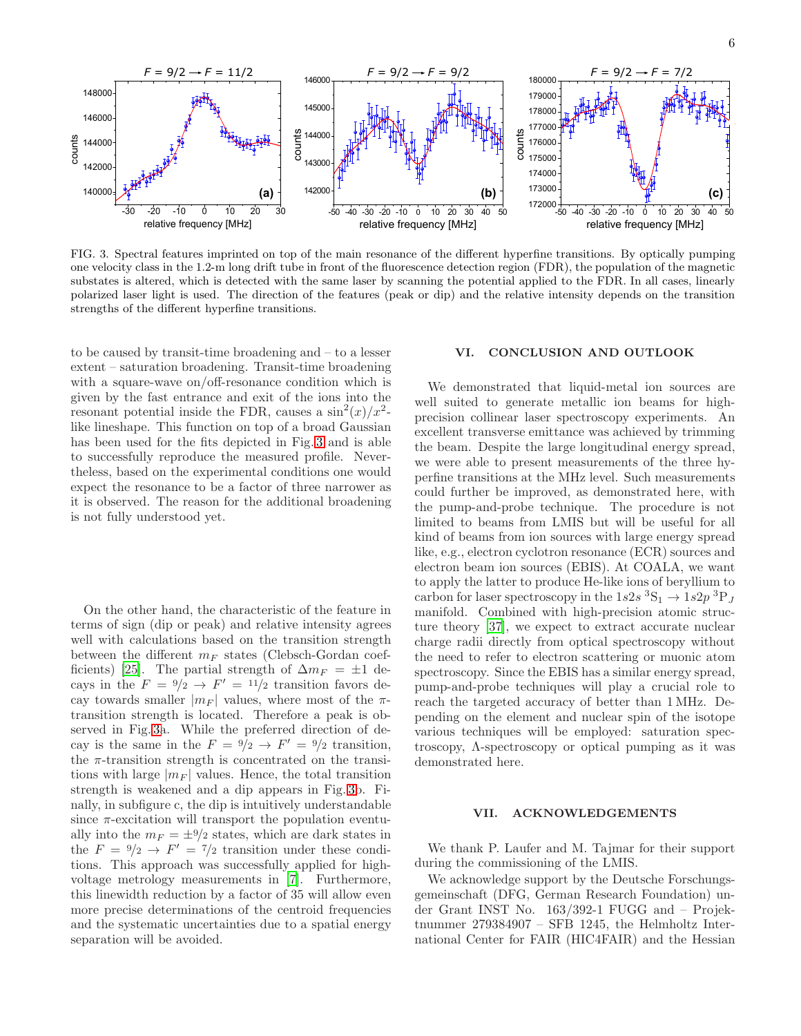FIG. 3. Spectral features imprinted on top of the main resonance of the different hyperfine transitions. By optically pumping one velocity class in the 1.2-m long drift tube in front of the fluorescence detection region (FDR), the population of the magnetic substates is altered, which is detected with the same laser by scanning the potential applied to the FDR. In all cases, linearly polarized laser light is used. The direction of the features (peak or dip) and the relative intensity depends on the transition strengths of the different hyperfine transitions.

to be caused by transit-time broadening and – to a lesser extent – saturation broadening. Transit-time broadening with a square-wave on/off-resonance condition which is given by the fast entrance and exit of the ions into the resonant potential inside the FDR, causes a $\sin^2(x)/x^2$-like lineshape. This function on top of a broad Gaussian has been used for the fits depicted in Fig. 3 and is able to successfully reproduce the measured profile. Nevertheless, based on the experimental conditions one would expect the resonance to be a factor of three narrower as it is observed. The reason for the additional broadening is not fully understood yet.

On the other hand, the characteristic of the feature in terms of sign (dip or peak) and relative intensity agrees well with calculations based on the transition strength between the different $m_F$ states (Clebsch-Gordan coefficients) [25]. The partial strength of $\Delta m_F = \pm 1$ decays in the $F = 9/2 \rightarrow F' = 11/2$ transition favors decay towards smaller $|m_F|$ values, where most of the $\pi$-transition strength is located. Therefore a peak is observed in Fig. 3a. While the preferred direction of decay is the same in the $F = 9/2 \rightarrow F' = 9/2$ transition, the $\pi$-transition strength is concentrated on the transitions with large $|m_F|$ values. Hence, the total transition strength is weakened and a dip appears in Fig. 3b. Finally, in subfigure c, the dip is intuitively understandable since $\pi$-excitation will transport the population eventually into the $m_F = \pm 9/2$ states, which are dark states in the $F = 9/2 \rightarrow F' = 7/2$ transition under these conditions. This approach was successfully applied for high-voltage metrology measurements in [7]. Furthermore, this linewidth reduction by a factor of 35 will allow even more precise determinations of the centroid frequencies and the systematic uncertainties due to a spatial energy separation will be avoided.

## VI. CONCLUSION AND OUTLOOK

We demonstrated that liquid-metal ion sources are well suited to generate metallic ion beams for high-precision collinear laser spectroscopy experiments. An excellent transverse emittance was achieved by trimming the beam. Despite the large longitudinal energy spread, we were able to present measurements of the three hyperfine transitions at the MHz level. Such measurements could further be improved, as demonstrated here, with the pump-and-probe technique. The procedure is not limited to beams from LMIS but will be useful for all kind of beams from ion sources with large energy spread like, e.g., electron cyclotron resonance (ECR) sources and electron beam ion sources (EBIS). At COALA, we want to apply the latter to produce He-like ions of beryllium to carbon for laser spectroscopy in the $1s2s\,^3\mathrm{S}_1 \rightarrow 1s2p\,^3\mathrm{P}_J$ manifold. Combined with high-precision atomic structure theory [37], we expect to extract accurate nuclear charge radii directly from optical spectroscopy without the need to refer to electron scattering or muonic atom spectroscopy. Since the EBIS has a similar energy spread, pump-and-probe techniques will play a crucial role to reach the targeted accuracy of better than 1 MHz. Depending on the element and nuclear spin of the isotope various techniques will be employed: saturation spectroscopy, Λ-spectroscopy or optical pumping as it was demonstrated here.

## VII. ACKNOWLEDGEMENTS

We thank P. Laufer and M. Tajmar for their support during the commissioning of the LMIS.

We acknowledge support by the Deutsche Forschungsgemeinschaft (DFG, German Research Foundation) under Grant INST No. 163/392-1 FUGG and – Projektnummer 279384907 – SFB 1245, the Helmholtz International Center for FAIR (HIC4FAIR) and the Hessian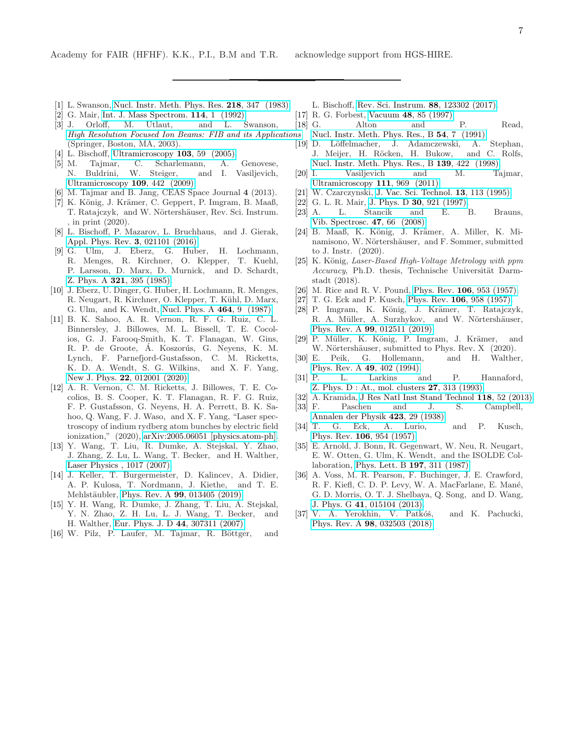Academy for FAIR (HFHF). K.K., P.I., B.M and T.R. acknowledge support from HGS-HIRE.

---

[1] L. Swanson, Nucl. Instr. Meth. Phys. Res. **218**, 347 (1983).

[2] G. Mair, Int. J. Mass Spectrom. **114**, 1 (1992).

[3] J. Orloff, M. Utlaut, and L. Swanson, *High Resolution Focused Ion Beams: FIB and its Applications* (Springer, Boston, MA, 2003).

[4] L. Bischoff, Ultramicroscopy **103**, 59 (2005).

[5] M. Tajmar, C. Scharlemann, A. Genovese, N. Buldrini, W. Steiger, and I. Vasiljevich, Ultramicroscopy **109**, 442 (2009).

[6] M. Tajmar and B. Jang, CEAS Space Journal **4** (2013).

[7] K. König, J. Krämer, C. Geppert, P. Imgram, B. Maaß, T. Ratajczyk, and W. Nörtershäuser, Rev. Sci. Instrum. , in print (2020).

[8] L. Bischoff, P. Mazarov, L. Bruchhaus, and J. Gierak, Appl. Phys. Rev. **3**, 021101 (2016).

[9] G. Ulm, J. Eberz, G. Huber, H. Lochmann, R. Menges, R. Kirchner, O. Klepper, T. Kuehl, P. Larsson, D. Marx, D. Murnick, and D. Schardt, Z. Phys. A **321**, 395 (1985).

[10] J. Eberz, U. Dinger, G. Huber, H. Lochmann, R. Menges, R. Neugart, R. Kirchner, O. Klepper, T. Kühl, D. Marx, G. Ulm, and K. Wendt, Nucl. Phys. A **464**, 9 (1987).

[11] B. K. Sahoo, A. R. Vernon, R. F. G. Ruiz, C. L. Binnersley, J. Billowes, M. L. Bissell, T. E. Cocolios, G. J. Farooq-Smith, K. T. Flanagan, W. Gins, R. P. de Groote, Á. Koszorús, G. Neyens, K. M. Lynch, F. Parnefjord-Gustafsson, C. M. Ricketts, K. D. A. Wendt, S. G. Wilkins, and X. F. Yang, New J. Phys. **22**, 012001 (2020).

[12] A. R. Vernon, C. M. Ricketts, J. Billowes, T. E. Cocolios, B. S. Cooper, K. T. Flanagan, R. F. G. Ruiz, F. P. Gustafsson, G. Neyens, H. A. Perrett, B. K. Sahoo, Q. Wang, F. J. Waso, and X. F. Yang, "Laser spectroscopy of indium rydberg atom bunches by electric field ionization," (2020), arXiv:2005.06051 [physics.atom-ph].

[13] Y. Wang, T. Liu, R. Dumke, A. Stejskal, Y. Zhao, J. Zhang, Z. Lu, L. Wang, T. Becker, and H. Walther, Laser Physics , 1017 (2007).

[14] J. Keller, T. Burgermeister, D. Kalincev, A. Didier, A. P. Kulosa, T. Nordmann, J. Kiethe, and T. E. Mehlstäubler, Phys. Rev. A **99**, 013405 (2019).

[15] Y. H. Wang, R. Dumke, J. Zhang, T. Liu, A. Stejskal, Y. N. Zhao, Z. H. Lu, L. J. Wang, T. Becker, and H. Walther, Eur. Phys. J. D **44**, 307311 (2007).

[16] W. Pilz, P. Laufer, M. Tajmar, R. Böttger, and L. Bischoff, Rev. Sci. Instrum. **88**, 123302 (2017).

[17] R. G. Forbest, Vacuum **48**, 85 (1997).

[18] G. Alton and P. Read, Nucl. Instr. Meth. Phys. Res., B **54**, 7 (1991).

[19] D. Löffelmacher, J. Adamczewski, A. Stephan, J. Meijer, H. Röcken, H. Bukow, and C. Rolfs, Nucl. Instr. Meth. Phys. Res., B **139**, 422 (1998).

[20] I. Vasiljevich and M. Tajmar, Ultramicroscopy **111**, 969 (2011).

[21] W. Czarczynski, J. Vac. Sci. Technol. **13**, 113 (1995).

[22] G. L. R. Mair, J. Phys. D **30**, 921 (1997).

[23] A. L. Stancik and E. B. Brauns, Vib. Spectrosc. **47**, 66 (2008).

[24] B. Maaß, K. König, J. Krämer, A. Miller, K. Minamisono, W. Nörtershäuser, and F. Sommer, submitted to J. Instr. (2020).

[25] K. König, *Laser-Based High-Voltage Metrology with ppm Accuracy*, Ph.D. thesis, Technische Universität Darmstadt (2018).

[26] M. Rice and R. V. Pound, Phys. Rev. **106**, 953 (1957).

[27] T. G. Eck and P. Kusch, Phys. Rev. **106**, 958 (1957).

[28] P. Imgram, K. König, J. Krämer, T. Ratajczyk, R. A. Müller, A. Surzhykov, and W. Nörtershäuser, Phys. Rev. A **99**, 012511 (2019).

[29] P. Müller, K. König, P. Imgram, J. Krämer, and W. Nörtershäuser, submitted to Phys. Rev. X (2020).

[30] E. Peik, G. Hollemann, and H. Walther, Phys. Rev. A **49**, 402 (1994).

[31] P. L. Larkins and P. Hannaford, Z. Phys. D : At., mol. clusters **27**, 313 (1993).

[32] A. Kramida, J Res Natl Inst Stand Technol **118**, 52 (2013).

[33] F. Paschen and J. S. Campbell, Annalen der Physik **423**, 29 (1938).

[34] T. G. Eck, A. Lurio, and P. Kusch, Phys. Rev. **106**, 954 (1957).

[35] E. Arnold, J. Bonn, R. Gegenwart, W. Neu, R. Neugart, E. W. Otten, G. Ulm, K. Wendt, and the ISOLDE Collaboration, Phys. Lett. B **197**, 311 (1987).

[36] A. Voss, M. R. Pearson, F. Buchinger, J. E. Crawford, R. F. Kiefl, C. D. P. Levy, W. A. MacFarlane, E. Mané, G. D. Morris, O. T. J. Shelbaya, Q. Song, and D. Wang, J. Phys. G **41**, 015104 (2013).

[37] V. A. Yerokhin, V. Patkóš, and K. Pachucki, Phys. Rev. A **98**, 032503 (2018).